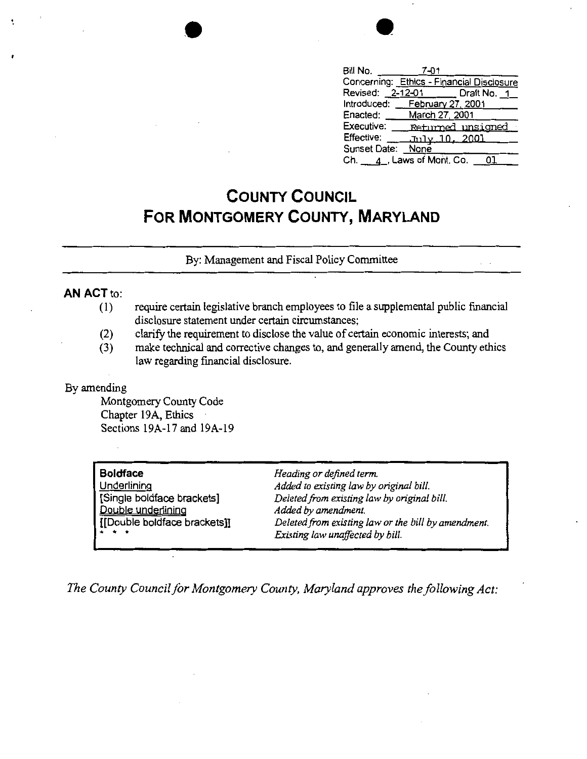| | |
|---|---|
| Bill No. | 7-01 |
| Concerning: | Ethics - Financial Disclosure |
| Revised: | 2-12-01 Draft No. 1 |
| Introduced: | February 27, 2001 |
| Enacted: | March 27, 2001 |
| Executive: | Returned unsigned |
| Effective: | July 10, 2001 |
| Sunset Date: | None |
| Ch. 4, Laws of Mont. Co. | 01 |

# COUNTY COUNCIL FOR MONTGOMERY COUNTY, MARYLAND

By: Management and Fiscal Policy Committee

**AN ACT** to:

(1) require certain legislative branch employees to file a supplemental public financial disclosure statement under certain circumstances;

(2) clarify the requirement to disclose the value of certain economic interests; and

(3) make technical and corrective changes to, and generally amend, the County ethics law regarding financial disclosure.

By amending

Montgomery County Code
Chapter 19A, Ethics
Sections 19A-17 and 19A-19

| | |
|---|---|
| **Boldface** | *Heading or defined term.* |
| Underlining | *Added to existing law by original bill.* |
| [Single boldface brackets] | *Deleted from existing law by original bill.* |
| Double underlining | *Added by amendment.* |
| [[Double boldface brackets]] | *Deleted from existing law or the bill by amendment.* |
| * * * | *Existing law unaffected by bill.* |

*The County Council for Montgomery County, Maryland approves the following Act:*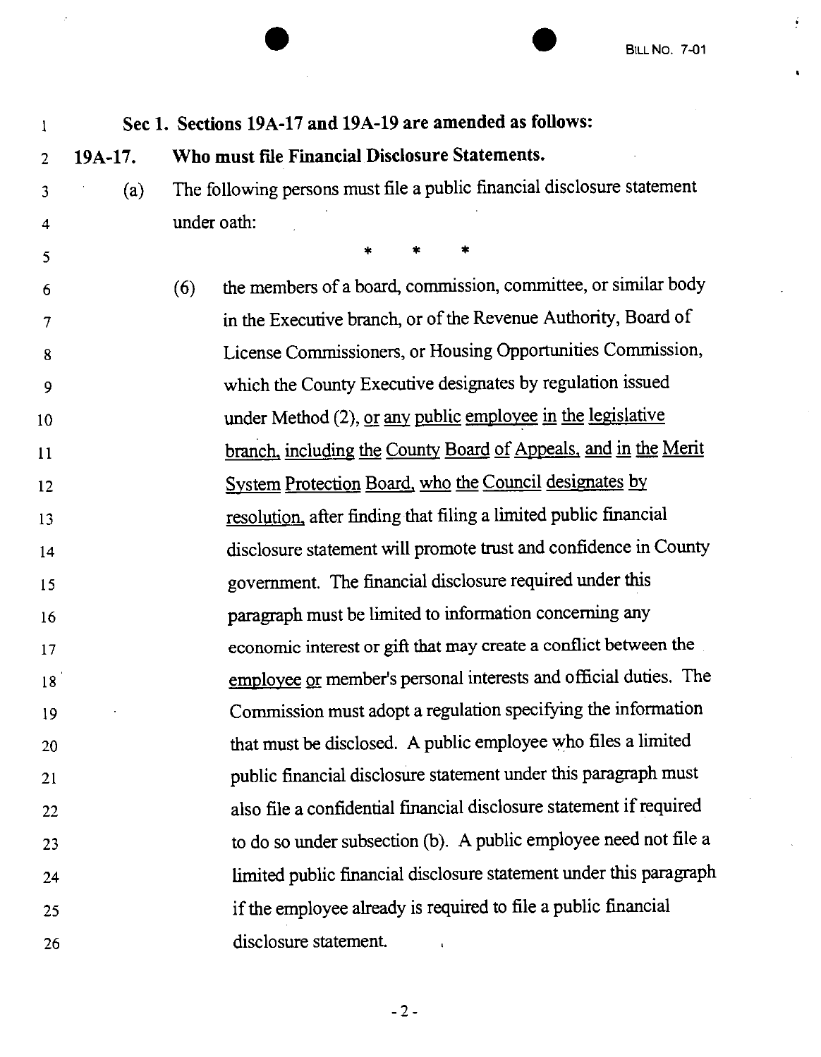**Sec 1. Sections 19A-17 and 19A-19 are amended as follows:**

**19A-17. Who must file Financial Disclosure Statements.**

(a) The following persons must file a public financial disclosure statement under oath:

\* \* \*

(6) the members of a board, commission, committee, or similar body in the Executive branch, or of the Revenue Authority, Board of License Commissioners, or Housing Opportunities Commission, which the County Executive designates by regulation issued under Method (2), <u>or any public employee in the legislative branch, including the County Board of Appeals, and in the Merit System Protection Board, who the Council designates by resolution,</u> after finding that filing a limited public financial disclosure statement will promote trust and confidence in County government. The financial disclosure required under this paragraph must be limited to information concerning any economic interest or gift that may create a conflict between the <u>employee or</u> member's personal interests and official duties. The Commission must adopt a regulation specifying the information that must be disclosed. A public employee who files a limited public financial disclosure statement under this paragraph must also file a confidential financial disclosure statement if required to do so under subsection (b). A public employee need not file a limited public financial disclosure statement under this paragraph if the employee already is required to file a public financial disclosure statement.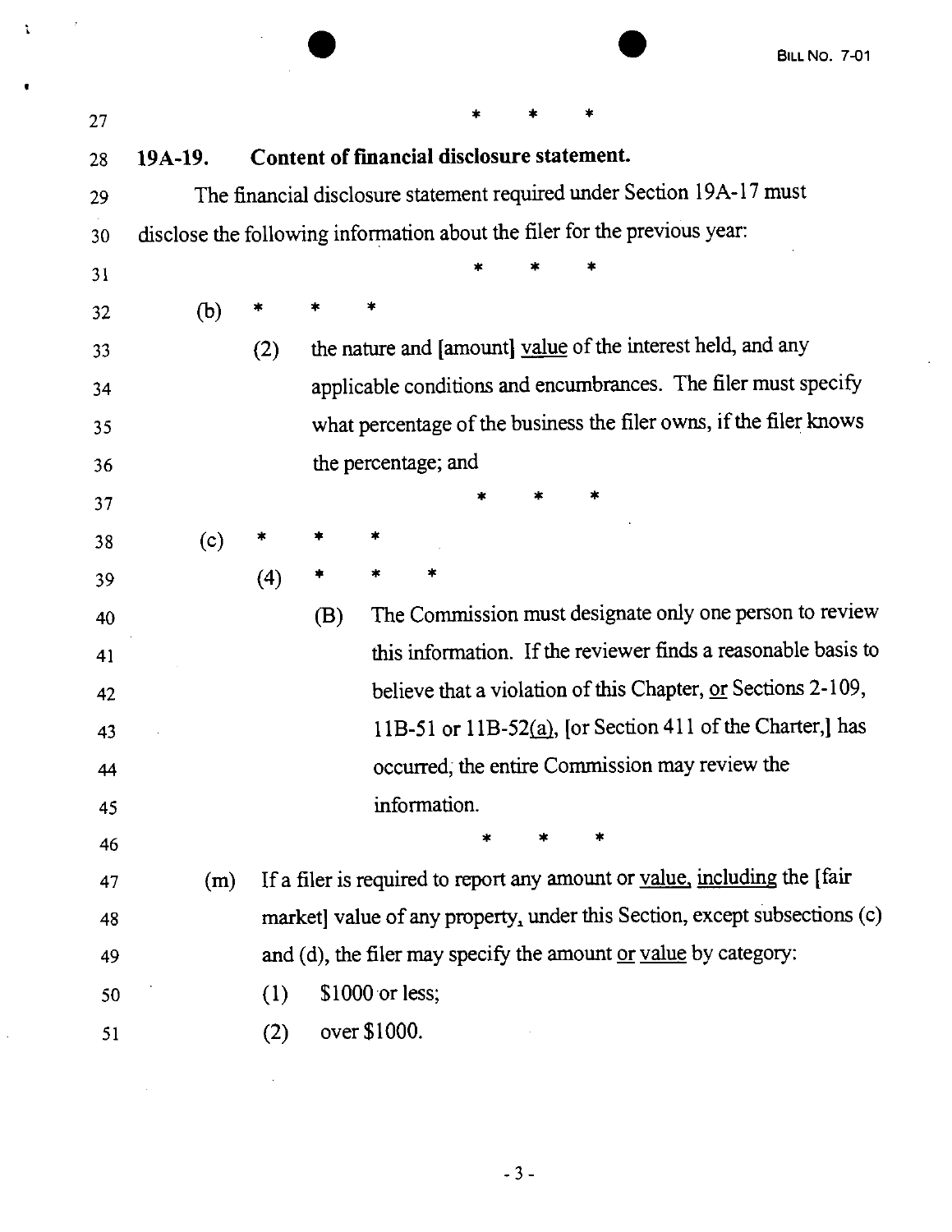\* \* \*

**19A-19. Content of financial disclosure statement.**

The financial disclosure statement required under Section 19A-17 must disclose the following information about the filer for the previous year:

\* \* \*

(b) \* \* \*

(2) the nature and [amount] <u>value</u> of the interest held, and any applicable conditions and encumbrances. The filer must specify what percentage of the business the filer owns, if the filer knows the percentage; and

\* \* \*

(c) \* \* \*

(4) \* \* \*

(B) The Commission must designate only one person to review this information. If the reviewer finds a reasonable basis to believe that a violation of this Chapter, <u>or</u> Sections 2-109, 11B-51 or 11B-52<u>(a)</u>, [or Section 411 of the Charter,] has occurred, the entire Commission may review the information.

\* \* \*

(m) If a filer is required to report any amount or <u>value, including</u> the [fair market] value of any property<u>,</u> under this Section, except subsections (c) and (d), the filer may specify the amount <u>or value</u> by category:

(1) $1000 or less;

(2) over $1000.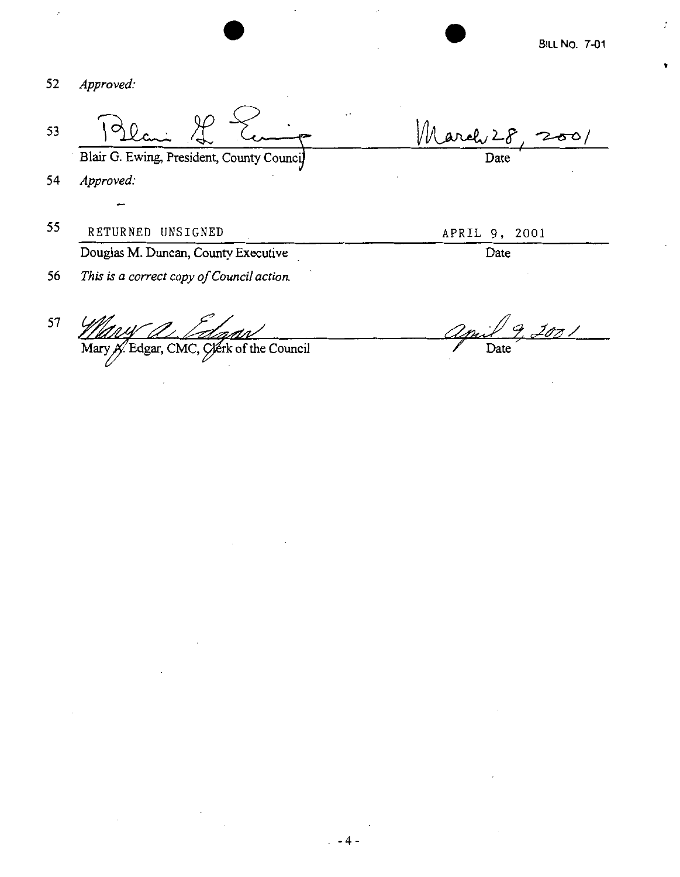52 *Approved:*

53 Blair G. Ewing, President, County Council — March 28, 2001 (Date)

54 *Approved:*

55 RETURNED UNSIGNED — APRIL 9, 2001

Douglas M. Duncan, County Executive — Date

56 *This is a correct copy of Council action.*

57 Mary A. Edgar, CMC, Clerk of the Council — April 9, 2001 (Date)